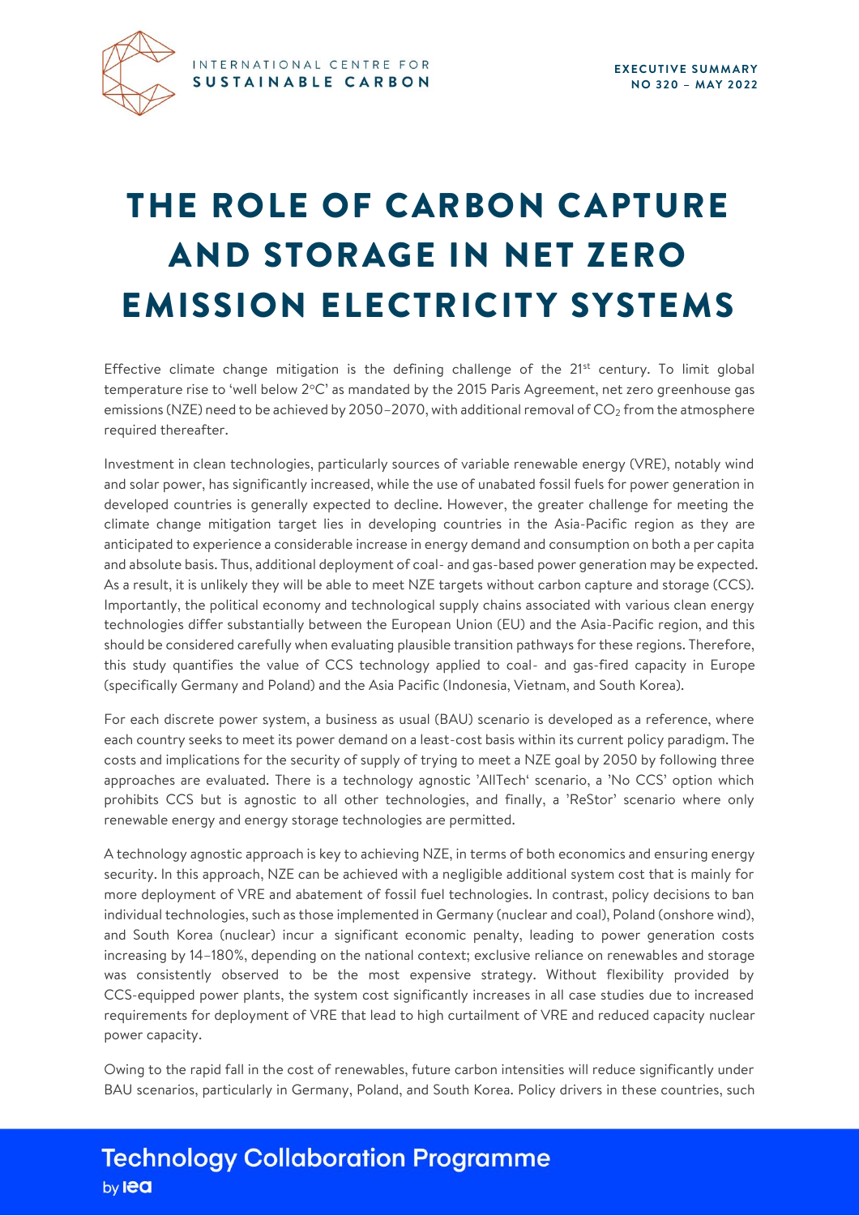# THE ROLE OF CARBON CAPTURE AND STORAGE IN NET ZERO EMISSION ELECTRICITY SYSTEMS

Effective climate change mitigation is the defining challenge of the 21st century. To limit global temperature rise to 'well below 2°C' as mandated by the 2015 Paris Agreement, net zero greenhouse gas emissions (NZE) need to be achieved by 2050–2070, with additional removal of $CO_2$ from the atmosphere required thereafter.

Investment in clean technologies, particularly sources of variable renewable energy (VRE), notably wind and solar power, has significantly increased, while the use of unabated fossil fuels for power generation in developed countries is generally expected to decline. However, the greater challenge for meeting the climate change mitigation target lies in developing countries in the Asia-Pacific region as they are anticipated to experience a considerable increase in energy demand and consumption on both a per capita and absolute basis. Thus, additional deployment of coal- and gas-based power generation may be expected. As a result, it is unlikely they will be able to meet NZE targets without carbon capture and storage (CCS). Importantly, the political economy and technological supply chains associated with various clean energy technologies differ substantially between the European Union (EU) and the Asia-Pacific region, and this should be considered carefully when evaluating plausible transition pathways for these regions. Therefore, this study quantifies the value of CCS technology applied to coal- and gas-fired capacity in Europe (specifically Germany and Poland) and the Asia Pacific (Indonesia, Vietnam, and South Korea).

For each discrete power system, a business as usual (BAU) scenario is developed as a reference, where each country seeks to meet its power demand on a least-cost basis within its current policy paradigm. The costs and implications for the security of supply of trying to meet a NZE goal by 2050 by following three approaches are evaluated. There is a technology agnostic 'AllTech' scenario, a 'No CCS' option which prohibits CCS but is agnostic to all other technologies, and finally, a 'ReStor' scenario where only renewable energy and energy storage technologies are permitted.

A technology agnostic approach is key to achieving NZE, in terms of both economics and ensuring energy security. In this approach, NZE can be achieved with a negligible additional system cost that is mainly for more deployment of VRE and abatement of fossil fuel technologies. In contrast, policy decisions to ban individual technologies, such as those implemented in Germany (nuclear and coal), Poland (onshore wind), and South Korea (nuclear) incur a significant economic penalty, leading to power generation costs increasing by 14–180%, depending on the national context; exclusive reliance on renewables and storage was consistently observed to be the most expensive strategy. Without flexibility provided by CCS-equipped power plants, the system cost significantly increases in all case studies due to increased requirements for deployment of VRE that lead to high curtailment of VRE and reduced capacity nuclear power capacity.

Owing to the rapid fall in the cost of renewables, future carbon intensities will reduce significantly under BAU scenarios, particularly in Germany, Poland, and South Korea. Policy drivers in these countries, such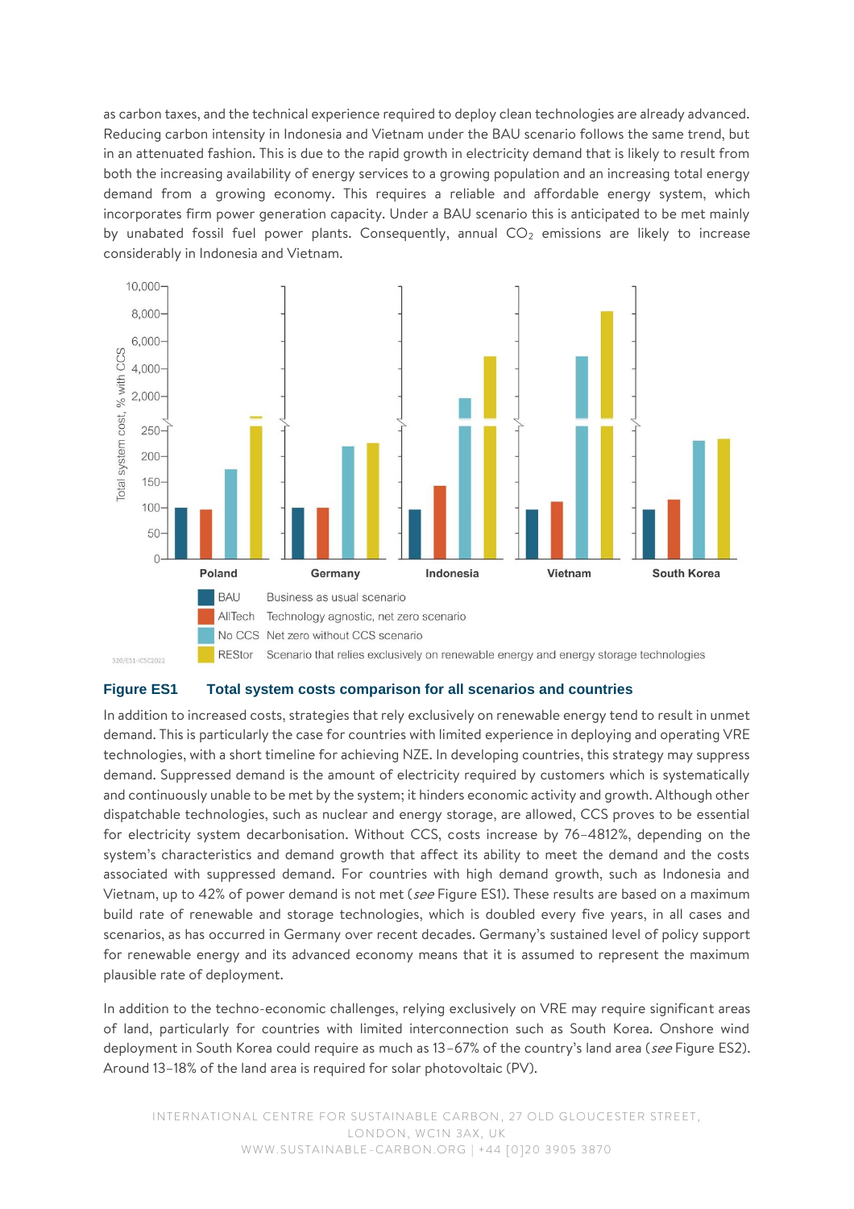as carbon taxes, and the technical experience required to deploy clean technologies are already advanced. Reducing carbon intensity in Indonesia and Vietnam under the BAU scenario follows the same trend, but in an attenuated fashion. This is due to the rapid growth in electricity demand that is likely to result from both the increasing availability of energy services to a growing population and an increasing total energy demand from a growing economy. This requires a reliable and affordable energy system, which incorporates firm power generation capacity. Under a BAU scenario this is anticipated to be met mainly by unabated fossil fuel power plants. Consequently, annual $CO_2$ emissions are likely to increase considerably in Indonesia and Vietnam.

**Figure ES1 Total system costs comparison for all scenarios and countries**

In addition to increased costs, strategies that rely exclusively on renewable energy tend to result in unmet demand. This is particularly the case for countries with limited experience in deploying and operating VRE technologies, with a short timeline for achieving NZE. In developing countries, this strategy may suppress demand. Suppressed demand is the amount of electricity required by customers which is systematically and continuously unable to be met by the system; it hinders economic activity and growth. Although other dispatchable technologies, such as nuclear and energy storage, are allowed, CCS proves to be essential for electricity system decarbonisation. Without CCS, costs increase by 76–4812%, depending on the system's characteristics and demand growth that affect its ability to meet the demand and the costs associated with suppressed demand. For countries with high demand growth, such as Indonesia and Vietnam, up to 42% of power demand is not met (*see* Figure ES1). These results are based on a maximum build rate of renewable and storage technologies, which is doubled every five years, in all cases and scenarios, as has occurred in Germany over recent decades. Germany's sustained level of policy support for renewable energy and its advanced economy means that it is assumed to represent the maximum plausible rate of deployment.

In addition to the techno-economic challenges, relying exclusively on VRE may require significant areas of land, particularly for countries with limited interconnection such as South Korea. Onshore wind deployment in South Korea could require as much as 13–67% of the country's land area (*see* Figure ES2). Around 13–18% of the land area is required for solar photovoltaic (PV).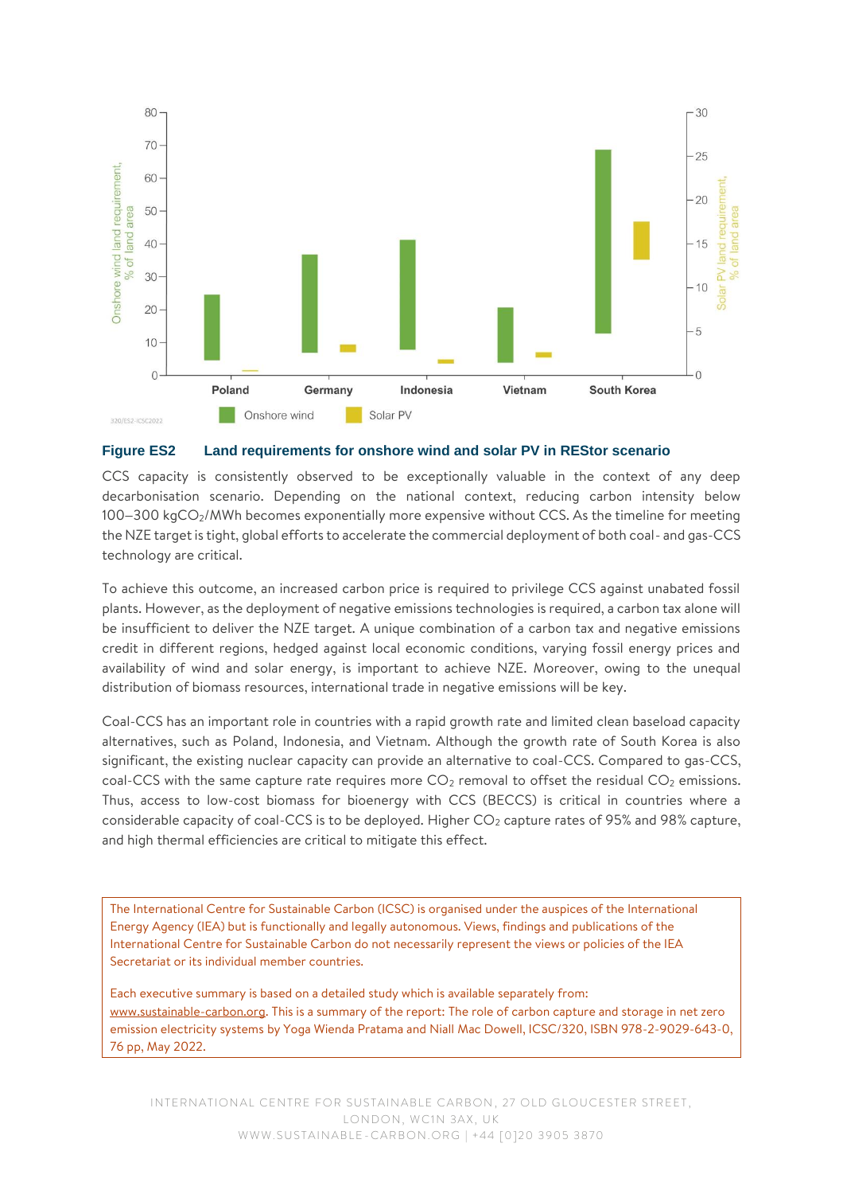80
70
60
50
40
30
20
10
0

30
25
20
15
10
5
0

Onshore wind land requirement, % of land area

Solar PV land requirement, % of land area

Poland
Germany
Indonesia
Vietnam
South Korea

Onshore wind
Solar PV

320/ES2-ICSC2022

**Figure ES2 Land requirements for onshore wind and solar PV in REStor scenario**

CCS capacity is consistently observed to be exceptionally valuable in the context of any deep decarbonisation scenario. Depending on the national context, reducing carbon intensity below 100–300 kg$CO_2$/MWh becomes exponentially more expensive without CCS. As the timeline for meeting the NZE target is tight, global efforts to accelerate the commercial deployment of both coal- and gas-CCS technology are critical.

To achieve this outcome, an increased carbon price is required to privilege CCS against unabated fossil plants. However, as the deployment of negative emissions technologies is required, a carbon tax alone will be insufficient to deliver the NZE target. A unique combination of a carbon tax and negative emissions credit in different regions, hedged against local economic conditions, varying fossil energy prices and availability of wind and solar energy, is important to achieve NZE. Moreover, owing to the unequal distribution of biomass resources, international trade in negative emissions will be key.

Coal-CCS has an important role in countries with a rapid growth rate and limited clean baseload capacity alternatives, such as Poland, Indonesia, and Vietnam. Although the growth rate of South Korea is also significant, the existing nuclear capacity can provide an alternative to coal-CCS. Compared to gas-CCS, coal-CCS with the same capture rate requires more $CO_2$ removal to offset the residual $CO_2$ emissions. Thus, access to low-cost biomass for bioenergy with CCS (BECCS) is critical in countries where a considerable capacity of coal-CCS is to be deployed. Higher $CO_2$ capture rates of 95% and 98% capture, and high thermal efficiencies are critical to mitigate this effect.

The International Centre for Sustainable Carbon (ICSC) is organised under the auspices of the International Energy Agency (IEA) but is functionally and legally autonomous. Views, findings and publications of the International Centre for Sustainable Carbon do not necessarily represent the views or policies of the IEA Secretariat or its individual member countries.

Each executive summary is based on a detailed study which is available separately from: www.sustainable-carbon.org. This is a summary of the report: The role of carbon capture and storage in net zero emission electricity systems by Yoga Wienda Pratama and Niall Mac Dowell, ICSC/320, ISBN 978-2-9029-643-0, 76 pp, May 2022.

INTERNATIONAL CENTRE FOR SUSTAINABLE CARBON, 27 OLD GLOUCESTER STREET, LONDON, WC1N 3AX, UK
WWW.SUSTAINABLE-CARBON.ORG | +44 [0]20 3905 3870